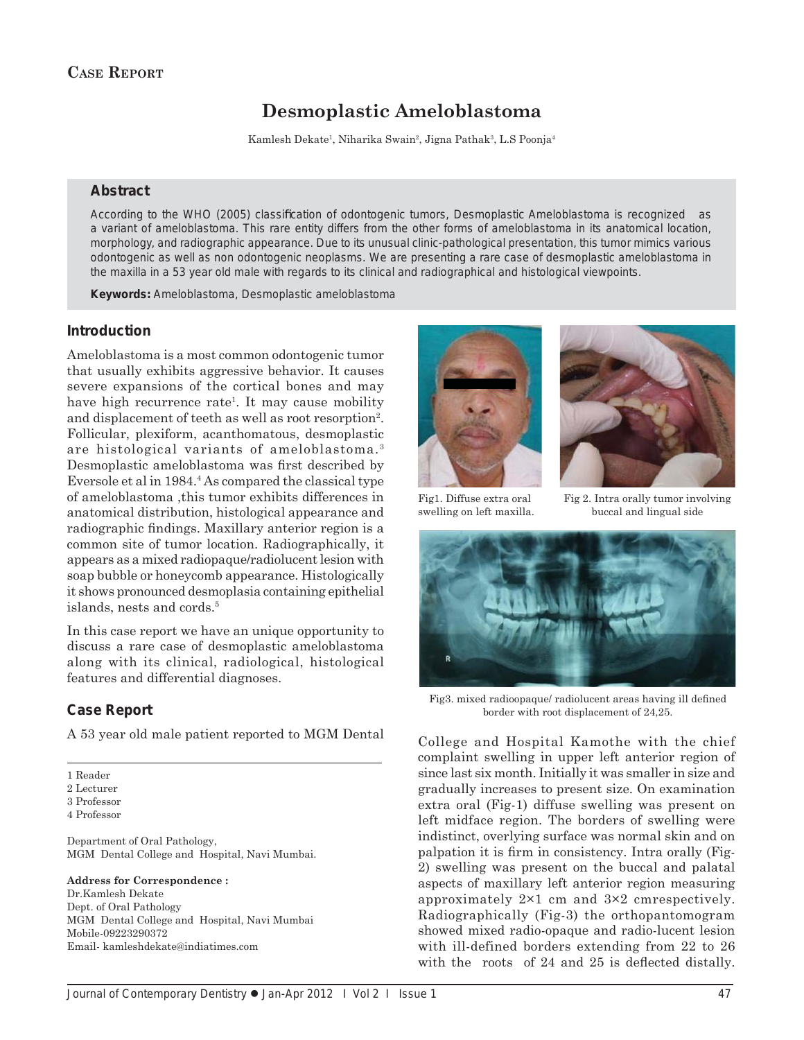## Case Report

# Desmoplastic Ameloblastoma

Kamlesh Dekate[1], Niharika Swain[2], Jigna Pathak[3], L.S Poonja[4]

### Abstract

According to the WHO (2005) classification of odontogenic tumors, Desmoplastic Ameloblastoma is recognized as a variant of ameloblastoma. This rare entity differs from the other forms of ameloblastoma in its anatomical location, morphology, and radiographic appearance. Due to its unusual clinic-pathological presentation, this tumor mimics various odontogenic as well as non odontogenic neoplasms. We are presenting a rare case of desmoplastic ameloblastoma in the maxilla in a 53 year old male with regards to its clinical and radiographical and histological viewpoints.

**Keywords:** Ameloblastoma, Desmoplastic ameloblastoma

## Introduction

Ameloblastoma is a most common odontogenic tumor that usually exhibits aggressive behavior. It causes severe expansions of the cortical bones and may have high recurrence rate[1]. It may cause mobility and displacement of teeth as well as root resorption[2]. Follicular, plexiform, acanthomatous, desmoplastic are histological variants of ameloblastoma.[3] Desmoplastic ameloblastoma was first described by Eversole et al in 1984.[4] As compared the classical type of ameloblastoma ,this tumor exhibits differences in anatomical distribution, histological appearance and radiographic findings. Maxillary anterior region is a common site of tumor location. Radiographically, it appears as a mixed radiopaque/radiolucent lesion with soap bubble or honeycomb appearance. Histologically it shows pronounced desmoplasia containing epithelial islands, nests and cords.[5]

In this case report we have an unique opportunity to discuss a rare case of desmoplastic ameloblastoma along with its clinical, radiological, histological features and differential diagnoses.

## Case Report

A 53 year old male patient reported to MGM Dental College and Hospital Kamothe with the chief complaint swelling in upper left anterior region of since last six month. Initially it was smaller in size and gradually increases to present size. On examination extra oral (Fig-1) diffuse swelling was present on left midface region. The borders of swelling were indistinct, overlying surface was normal skin and on palpation it is firm in consistency. Intra orally (Fig-2) swelling was present on the buccal and palatal aspects of maxillary left anterior region measuring approximately 2×1 cm and 3×2 cmrespectively. Radiographically (Fig-3) the orthopantomogram showed mixed radio-opaque and radio-lucent lesion with ill-defined borders extending from 22 to 26 with the roots of 24 and 25 is deflected distally.

Fig1. Diffuse extra oral swelling on left maxilla.

Fig 2. Intra orally tumor involving buccal and lingual side

Fig3. mixed radioopaque/ radiolucent areas having ill defined border with root displacement of 24,25.

---

1 Reader
2 Lecturer
3 Professor
4 Professor

Department of Oral Pathology,
MGM Dental College and Hospital, Navi Mumbai.

**Address for Correspondence :**
Dr.Kamlesh Dekate
Dept. of Oral Pathology
MGM Dental College and Hospital, Navi Mumbai
Mobile-09223290372
Email- kamleshdekate@indiatimes.com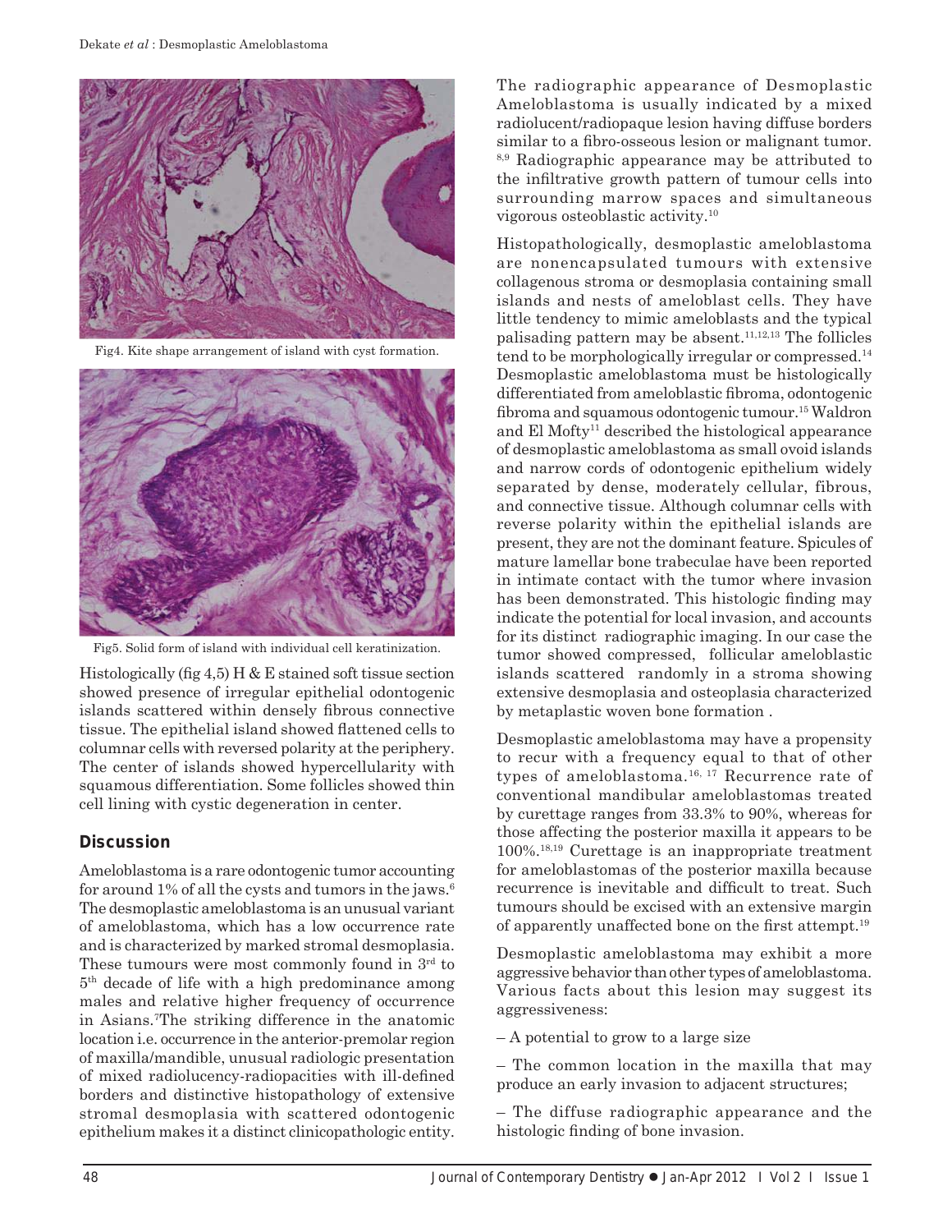Fig4. Kite shape arrangement of island with cyst formation.

Fig5. Solid form of island with individual cell keratinization.

Histologically (fig 4,5) H & E stained soft tissue section showed presence of irregular epithelial odontogenic islands scattered within densely fibrous connective tissue. The epithelial island showed flattened cells to columnar cells with reversed polarity at the periphery. The center of islands showed hypercellularity with squamous differentiation. Some follicles showed thin cell lining with cystic degeneration in center.

## Discussion

Ameloblastoma is a rare odontogenic tumor accounting for around 1% of all the cysts and tumors in the jaws.[6] The desmoplastic ameloblastoma is an unusual variant of ameloblastoma, which has a low occurrence rate and is characterized by marked stromal desmoplasia. These tumours were most commonly found in 3rd to 5th decade of life with a high predominance among males and relative higher frequency of occurrence in Asians.[7]The striking difference in the anatomic location i.e. occurrence in the anterior-premolar region of maxilla/mandible, unusual radiologic presentation of mixed radiolucency-radiopacities with ill-defined borders and distinctive histopathology of extensive stromal desmoplasia with scattered odontogenic epithelium makes it a distinct clinicopathologic entity.

The radiographic appearance of Desmoplastic Ameloblastoma is usually indicated by a mixed radiolucent/radiopaque lesion having diffuse borders similar to a fibro-osseous lesion or malignant tumor.[8,9] Radiographic appearance may be attributed to the infiltrative growth pattern of tumour cells into surrounding marrow spaces and simultaneous vigorous osteoblastic activity.[10]

Histopathologically, desmoplastic ameloblastoma are nonencapsulated tumours with extensive collagenous stroma or desmoplasia containing small islands and nests of ameloblast cells. They have little tendency to mimic ameloblasts and the typical palisading pattern may be absent.[11,12,13] The follicles tend to be morphologically irregular or compressed.[14] Desmoplastic ameloblastoma must be histologically differentiated from ameloblastic fibroma, odontogenic fibroma and squamous odontogenic tumour.[15] Waldron and El Mofty[11] described the histological appearance of desmoplastic ameloblastoma as small ovoid islands and narrow cords of odontogenic epithelium widely separated by dense, moderately cellular, fibrous, and connective tissue. Although columnar cells with reverse polarity within the epithelial islands are present, they are not the dominant feature. Spicules of mature lamellar bone trabeculae have been reported in intimate contact with the tumor where invasion has been demonstrated. This histologic finding may indicate the potential for local invasion, and accounts for its distinct radiographic imaging. In our case the tumor showed compressed, follicular ameloblastic islands scattered randomly in a stroma showing extensive desmoplasia and osteoplasia characterized by metaplastic woven bone formation .

Desmoplastic ameloblastoma may have a propensity to recur with a frequency equal to that of other types of ameloblastoma.[16, 17] Recurrence rate of conventional mandibular ameloblastomas treated by curettage ranges from 33.3% to 90%, whereas for those affecting the posterior maxilla it appears to be 100%.[18,19] Curettage is an inappropriate treatment for ameloblastomas of the posterior maxilla because recurrence is inevitable and difficult to treat. Such tumours should be excised with an extensive margin of apparently unaffected bone on the first attempt.[19]

Desmoplastic ameloblastoma may exhibit a more aggressive behavior than other types of ameloblastoma. Various facts about this lesion may suggest its aggressiveness:

– A potential to grow to a large size

– The common location in the maxilla that may produce an early invasion to adjacent structures;

– The diffuse radiographic appearance and the histologic finding of bone invasion.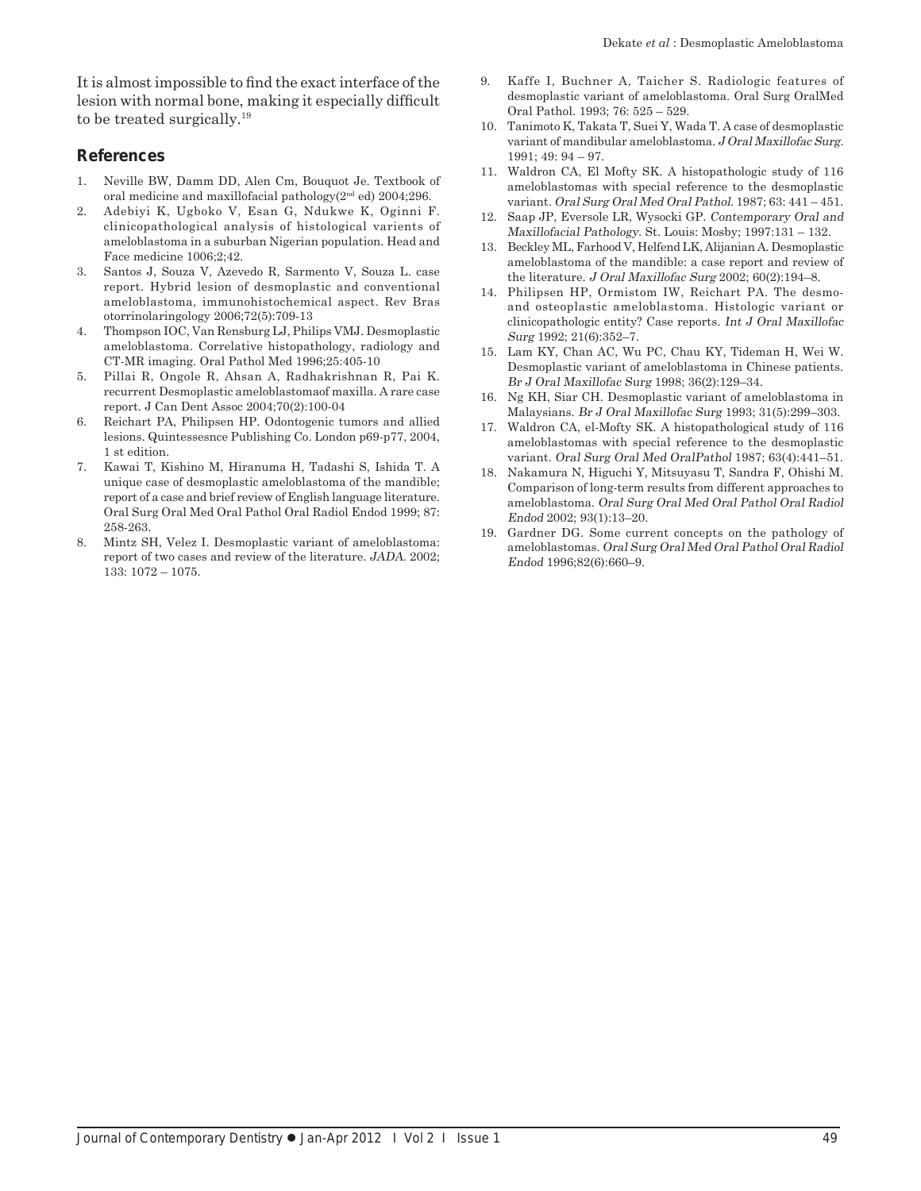It is almost impossible to find the exact interface of the lesion with normal bone, making it especially difficult to be treated surgically.[19]

## References

1. Neville BW, Damm DD, Alen Cm, Bouquot Je. Textbook of oral medicine and maxillofacial pathology(2nd ed) 2004;296.
2. Adebiyi K, Ugboko V, Esan G, Ndukwe K, Oginni F. clinicopathological analysis of histological varients of ameloblastoma in a suburban Nigerian population. Head and Face medicine 1006;2;42.
3. Santos J, Souza V, Azevedo R, Sarmento V, Souza L. case report. Hybrid lesion of desmoplastic and conventional ameloblastoma, immunohistochemical aspect. Rev Bras otorrinolaringology 2006;72(5):709-13
4. Thompson IOC, Van Rensburg LJ, Philips VMJ. Desmoplastic ameloblastoma. Correlative histopathology, radiology and CT-MR imaging. Oral Pathol Med 1996;25:405-10
5. Pillai R, Ongole R, Ahsan A, Radhakrishnan R, Pai K. recurrent Desmoplastic ameloblastomaof maxilla. A rare case report. J Can Dent Assoc 2004;70(2):100-04
6. Reichart PA, Philipsen HP. Odontogenic tumors and allied lesions. Quintessesnce Publishing Co. London p69-p77, 2004, 1 st edition.
7. Kawai T, Kishino M, Hiranuma H, Tadashi S, Ishida T. A unique case of desmoplastic ameloblastoma of the mandible; report of a case and brief review of English language literature. Oral Surg Oral Med Oral Pathol Oral Radiol Endod 1999; 87: 258-263.
8. Mintz SH, Velez I. Desmoplastic variant of ameloblastoma: report of two cases and review of the literature. *JADA*. 2002; 133: 1072 – 1075.
9. Kaffe I, Buchner A, Taicher S. Radiologic features of desmoplastic variant of ameloblastoma. Oral Surg OralMed Oral Pathol. 1993; 76: 525 – 529.
10. Tanimoto K, Takata T, Suei Y, Wada T. A case of desmoplastic variant of mandibular ameloblastoma. *J Oral Maxillofac Surg*. 1991; 49: 94 – 97.
11. Waldron CA, El Mofty SK. A histopathologic study of 116 ameloblastomas with special reference to the desmoplastic variant. *Oral Surg Oral Med Oral Pathol*. 1987; 63: 441 – 451.
12. Saap JP, Eversole LR, Wysocki GP. *Contemporary Oral and Maxillofacial Pathology*. St. Louis: Mosby; 1997:131 – 132.
13. Beckley ML, Farhood V, Helfend LK, Alijanian A. Desmoplastic ameloblastoma of the mandible: a case report and review of the literature. *J Oral Maxillofac Surg* 2002; 60(2):194–8.
14. Philipsen HP, Ormistom IW, Reichart PA. The desmo- and osteoplastic ameloblastoma. Histologic variant or clinicopathologic entity? Case reports. *Int J Oral Maxillofac Surg* 1992; 21(6):352–7.
15. Lam KY, Chan AC, Wu PC, Chau KY, Tideman H, Wei W. Desmoplastic variant of ameloblastoma in Chinese patients. *Br J Oral Maxillofac Surg* 1998; 36(2):129–34.
16. Ng KH, Siar CH. Desmoplastic variant of ameloblastoma in Malaysians. *Br J Oral Maxillofac Surg* 1993; 31(5):299–303.
17. Waldron CA, el-Mofty SK. A histopathological study of 116 ameloblastomas with special reference to the desmoplastic variant. *Oral Surg Oral Med OralPathol* 1987; 63(4):441–51.
18. Nakamura N, Higuchi Y, Mitsuyasu T, Sandra F, Ohishi M. Comparison of long-term results from different approaches to ameloblastoma. *Oral Surg Oral Med Oral Pathol Oral Radiol Endod* 2002; 93(1):13–20.
19. Gardner DG. Some current concepts on the pathology of ameloblastomas. *Oral Surg Oral Med Oral Pathol Oral Radiol Endod* 1996;82(6):660–9.